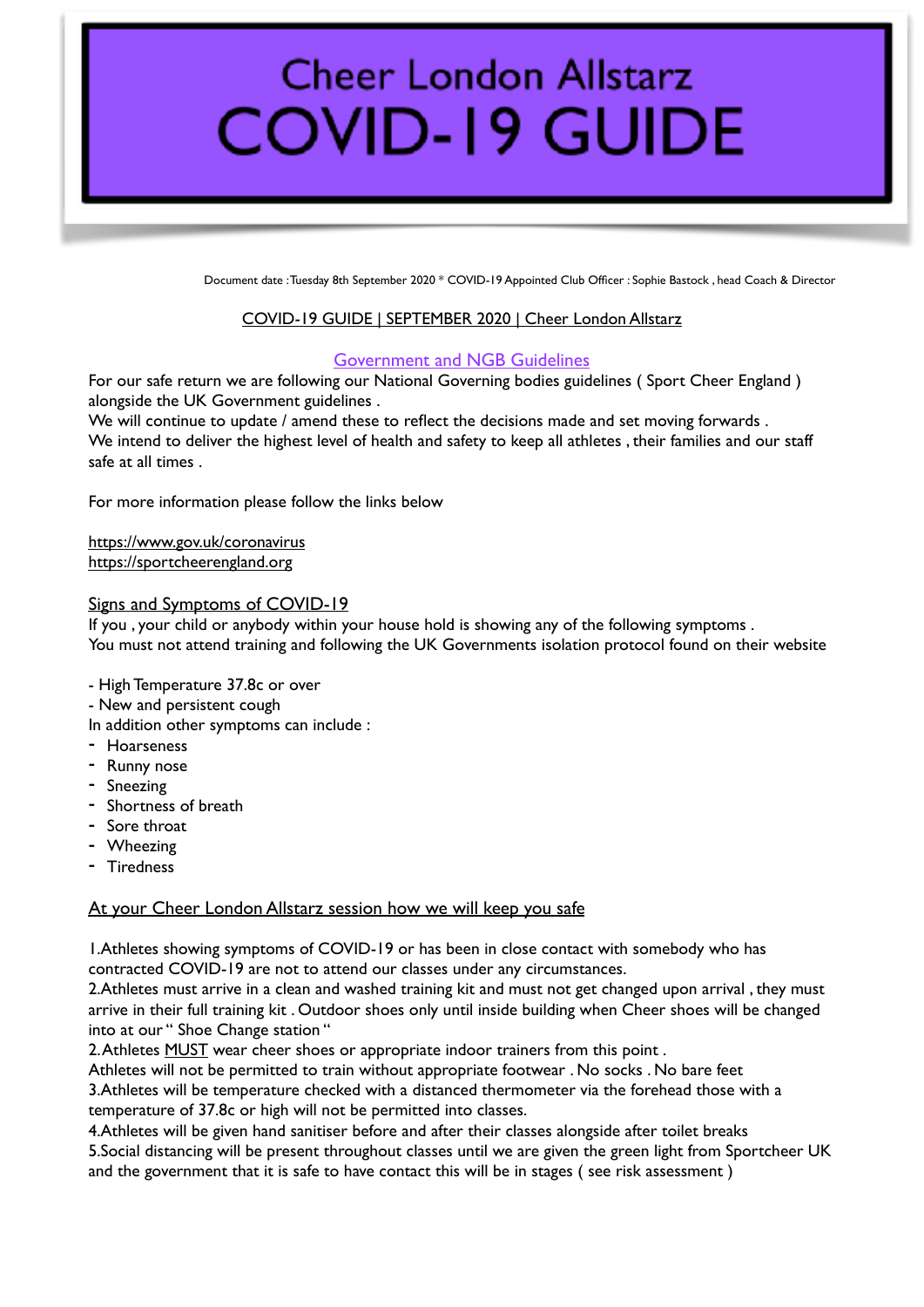# Cheer London Allstarz

# COVID-19 GUIDE

Document date : Tuesday 8th September 2020 * COVID-19 Appointed Club Officer : Sophie Bastock , head Coach & Director

COVID-19 GUIDE | SEPTEMBER 2020 | Cheer London Allstarz

## Government and NGB Guidelines

For our safe return we are following our National Governing bodies guidelines ( Sport Cheer England ) alongside the UK Government guidelines .
We will continue to update / amend these to reflect the decisions made and set moving forwards .
We intend to deliver the highest level of health and safety to keep all athletes , their families and our staff safe at all times .

For more information please follow the links below

https://www.gov.uk/coronavirus
https://sportcheerengland.org

## Signs and Symptoms of COVID-19

If you , your child or anybody within your house hold is showing any of the following symptoms .
You must not attend training and following the UK Governments isolation protocol found on their website

- High Temperature 37.8c or over
- New and persistent cough

In addition other symptoms can include :

- Hoarseness
- Runny nose
- Sneezing
- Shortness of breath
- Sore throat
- Wheezing
- Tiredness

## At your Cheer London Allstarz session how we will keep you safe

1.Athletes showing symptoms of COVID-19 or has been in close contact with somebody who has contracted COVID-19 are not to attend our classes under any circumstances.
2.Athletes must arrive in a clean and washed training kit and must not get changed upon arrival , they must arrive in their full training kit . Outdoor shoes only until inside building when Cheer shoes will be changed into at our " Shoe Change station "
2.Athletes MUST wear cheer shoes or appropriate indoor trainers from this point .
Athletes will not be permitted to train without appropriate footwear . No socks . No bare feet
3.Athletes will be temperature checked with a distanced thermometer via the forehead those with a temperature of 37.8c or high will not be permitted into classes.
4.Athletes will be given hand sanitiser before and after their classes alongside after toilet breaks
5.Social distancing will be present throughout classes until we are given the green light from Sportcheer UK and the government that it is safe to have contact this will be in stages ( see risk assessment )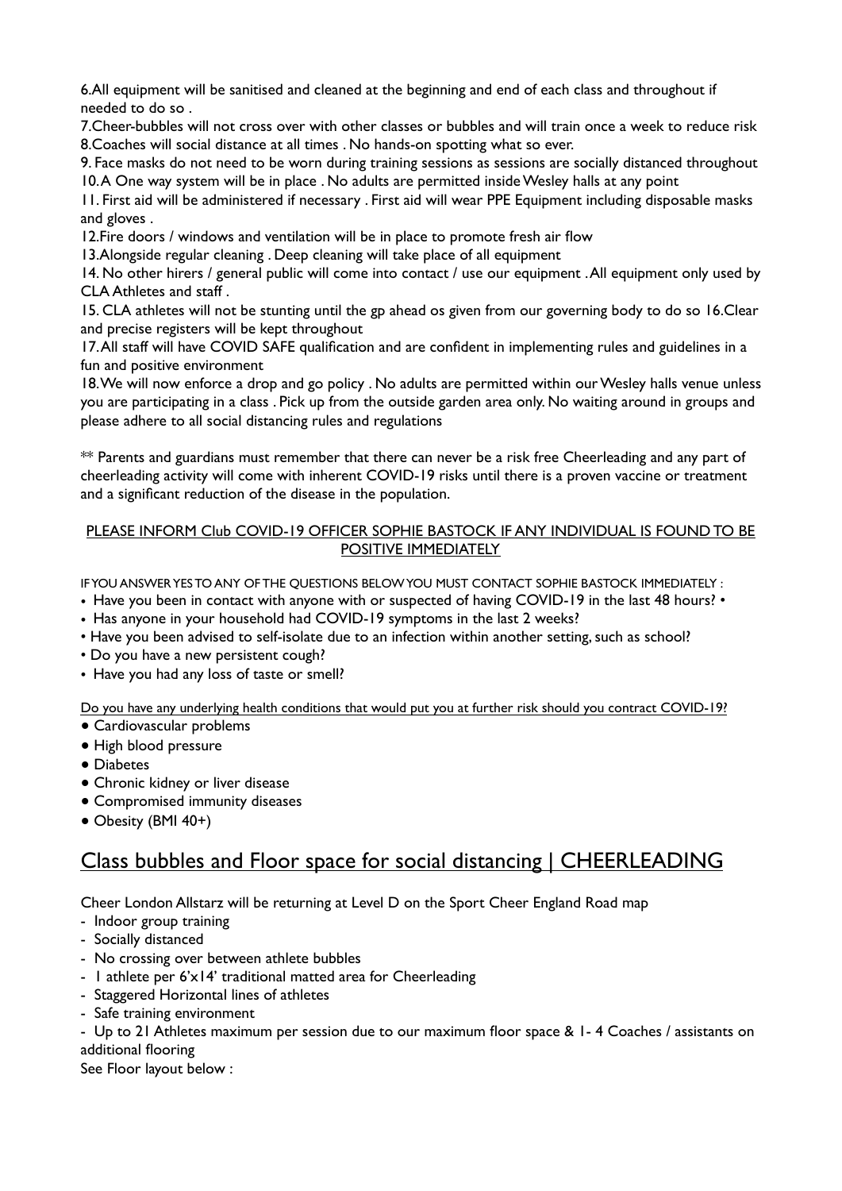6.All equipment will be sanitised and cleaned at the beginning and end of each class and throughout if needed to do so .

7.Cheer-bubbles will not cross over with other classes or bubbles and will train once a week to reduce risk

8.Coaches will social distance at all times . No hands-on spotting what so ever.

9. Face masks do not need to be worn during training sessions as sessions are socially distanced throughout

10.A One way system will be in place . No adults are permitted inside Wesley halls at any point

11. First aid will be administered if necessary . First aid will wear PPE Equipment including disposable masks and gloves .

12.Fire doors / windows and ventilation will be in place to promote fresh air flow

13.Alongside regular cleaning . Deep cleaning will take place of all equipment

14. No other hirers / general public will come into contact / use our equipment . All equipment only used by CLA Athletes and staff .

15. CLA athletes will not be stunting until the gp ahead os given from our governing body to do so 16.Clear and precise registers will be kept throughout

17.All staff will have COVID SAFE qualification and are confident in implementing rules and guidelines in a fun and positive environment

18.We will now enforce a drop and go policy . No adults are permitted within our Wesley halls venue unless you are participating in a class . Pick up from the outside garden area only. No waiting around in groups and please adhere to all social distancing rules and regulations

** Parents and guardians must remember that there can never be a risk free Cheerleading and any part of cheerleading activity will come with inherent COVID-19 risks until there is a proven vaccine or treatment and a significant reduction of the disease in the population.

<u>PLEASE INFORM Club COVID-19 OFFICER SOPHIE BASTOCK IF ANY INDIVIDUAL IS FOUND TO BE POSITIVE IMMEDIATELY</u>

IF YOU ANSWER YES TO ANY OF THE QUESTIONS BELOW YOU MUST CONTACT SOPHIE BASTOCK IMMEDIATELY :

- Have you been in contact with anyone with or suspected of having COVID-19 in the last 48 hours? •
- Has anyone in your household had COVID-19 symptoms in the last 2 weeks?
- Have you been advised to self-isolate due to an infection within another setting, such as school?
- Do you have a new persistent cough?
- Have you had any loss of taste or smell?

<u>Do you have any underlying health conditions that would put you at further risk should you contract COVID-19?</u>

- Cardiovascular problems
- High blood pressure
- Diabetes
- Chronic kidney or liver disease
- Compromised immunity diseases
- Obesity (BMI 40+)

## <u>Class bubbles and Floor space for social distancing | CHEERLEADING</u>

Cheer London Allstarz will be returning at Level D on the Sport Cheer England Road map

- Indoor group training
- Socially distanced
- No crossing over between athlete bubbles
- 1 athlete per 6'x14' traditional matted area for Cheerleading
- Staggered Horizontal lines of athletes
- Safe training environment
- Up to 21 Athletes maximum per session due to our maximum floor space & 1- 4 Coaches / assistants on additional flooring

See Floor layout below :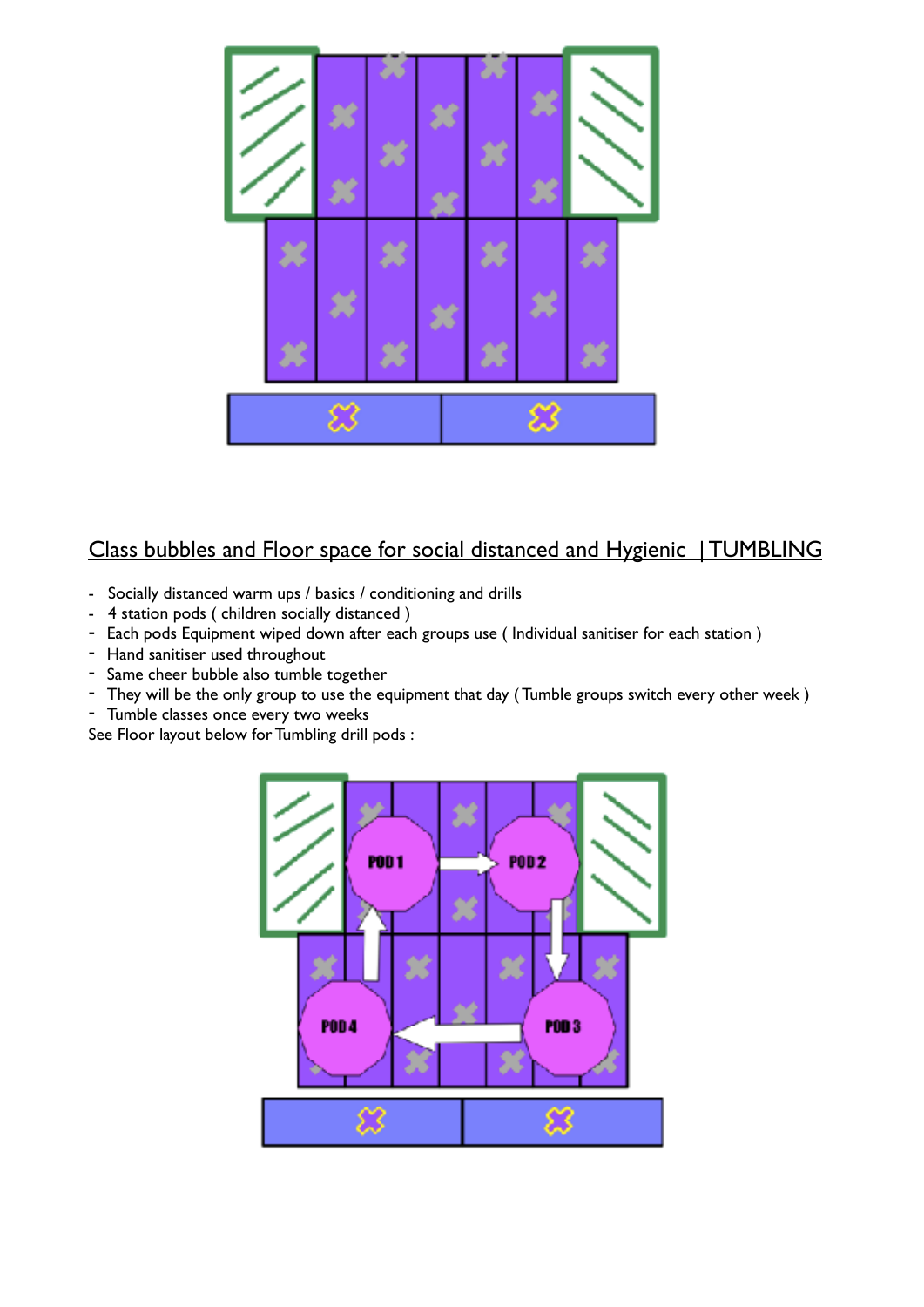## Class bubbles and Floor space for social distanced and Hygienic | TUMBLING

- Socially distanced warm ups / basics / conditioning and drills
- 4 station pods ( children socially distanced )
- Each pods Equipment wiped down after each groups use ( Individual sanitiser for each station )
- Hand sanitiser used throughout
- Same cheer bubble also tumble together
- They will be the only group to use the equipment that day ( Tumble groups switch every other week )
- Tumble classes once every two weeks

See Floor layout below for Tumbling drill pods :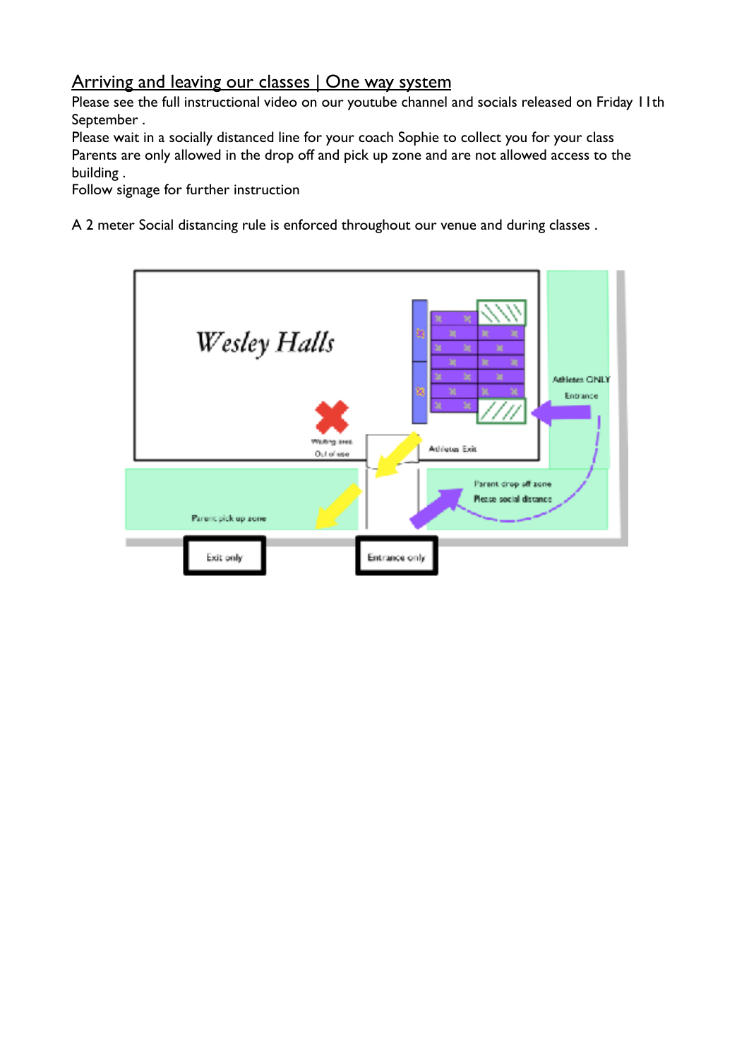## Arriving and leaving our classes | One way system

Please see the full instructional video on our youtube channel and socials released on Friday 11th September .

Please wait in a socially distanced line for your coach Sophie to collect you for your class

Parents are only allowed in the drop off and pick up zone and are not allowed access to the building .

Follow signage for further instruction

A 2 meter Social distancing rule is enforced throughout our venue and during classes .

Wesley Halls

Waiting area Out of use

Athletes Exit

Athletes ONLY Entrance

Parent drop off zone Please social distance

Parent pick up zone

Exit only

Entrance only